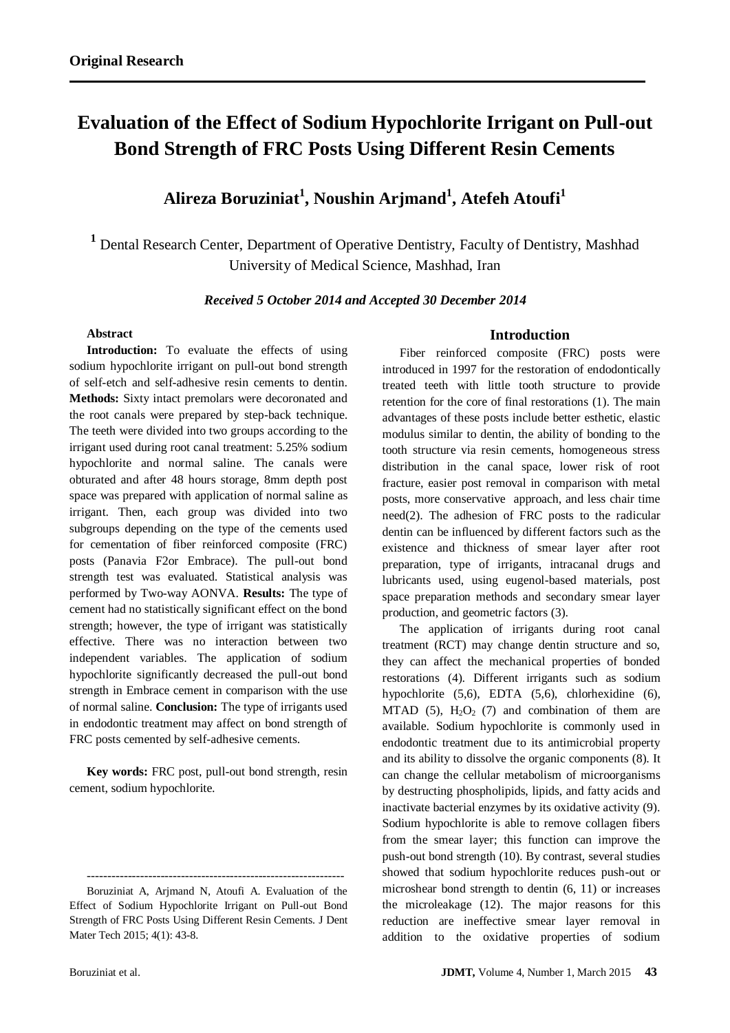**Original Research**

# Evaluation of the Effect of Sodium Hypochlorite Irrigant on Pull-out Bond Strength of FRC Posts Using Different Resin Cements

## Alireza Boruziniat[1], Noushin Arjmand[1], Atefeh Atoufi[1]

[1] Dental Research Center, Department of Operative Dentistry, Faculty of Dentistry, Mashhad University of Medical Science, Mashhad, Iran

*Received 5 October 2014 and Accepted 30 December 2014*

### Abstract

**Introduction:** To evaluate the effects of using sodium hypochlorite irrigant on pull-out bond strength of self-etch and self-adhesive resin cements to dentin. **Methods:** Sixty intact premolars were decoronated and the root canals were prepared by step-back technique. The teeth were divided into two groups according to the irrigant used during root canal treatment: 5.25% sodium hypochlorite and normal saline. The canals were obturated and after 48 hours storage, 8mm depth post space was prepared with application of normal saline as irrigant. Then, each group was divided into two subgroups depending on the type of the cements used for cementation of fiber reinforced composite (FRC) posts (Panavia F2or Embrace). The pull-out bond strength test was evaluated. Statistical analysis was performed by Two-way AONVA. **Results:** The type of cement had no statistically significant effect on the bond strength; however, the type of irrigant was statistically effective. There was no interaction between two independent variables. The application of sodium hypochlorite significantly decreased the pull-out bond strength in Embrace cement in comparison with the use of normal saline. **Conclusion:** The type of irrigants used in endodontic treatment may affect on bond strength of FRC posts cemented by self-adhesive cements.

**Key words:** FRC post, pull-out bond strength, resin cement, sodium hypochlorite.

---

Boruziniat A, Arjmand N, Atoufi A. Evaluation of the Effect of Sodium Hypochlorite Irrigant on Pull-out Bond Strength of FRC Posts Using Different Resin Cements. J Dent Mater Tech 2015; 4(1): 43-8.

### Introduction

Fiber reinforced composite (FRC) posts were introduced in 1997 for the restoration of endodontically treated teeth with little tooth structure to provide retention for the core of final restorations (1). The main advantages of these posts include better esthetic, elastic modulus similar to dentin, the ability of bonding to the tooth structure via resin cements, homogeneous stress distribution in the canal space, lower risk of root fracture, easier post removal in comparison with metal posts, more conservative approach, and less chair time need(2). The adhesion of FRC posts to the radicular dentin can be influenced by different factors such as the existence and thickness of smear layer after root preparation, type of irrigants, intracanal drugs and lubricants used, using eugenol-based materials, post space preparation methods and secondary smear layer production, and geometric factors (3).

The application of irrigants during root canal treatment (RCT) may change dentin structure and so, they can affect the mechanical properties of bonded restorations (4). Different irrigants such as sodium hypochlorite (5,6), EDTA (5,6), chlorhexidine (6), MTAD (5), $H_2O_2$ (7) and combination of them are available. Sodium hypochlorite is commonly used in endodontic treatment due to its antimicrobial property and its ability to dissolve the organic components (8). It can change the cellular metabolism of microorganisms by destructing phospholipids, lipids, and fatty acids and inactivate bacterial enzymes by its oxidative activity (9). Sodium hypochlorite is able to remove collagen fibers from the smear layer; this function can improve the push-out bond strength (10). By contrast, several studies showed that sodium hypochlorite reduces push-out or microshear bond strength to dentin (6, 11) or increases the microleakage (12). The major reasons for this reduction are ineffective smear layer removal in addition to the oxidative properties of sodium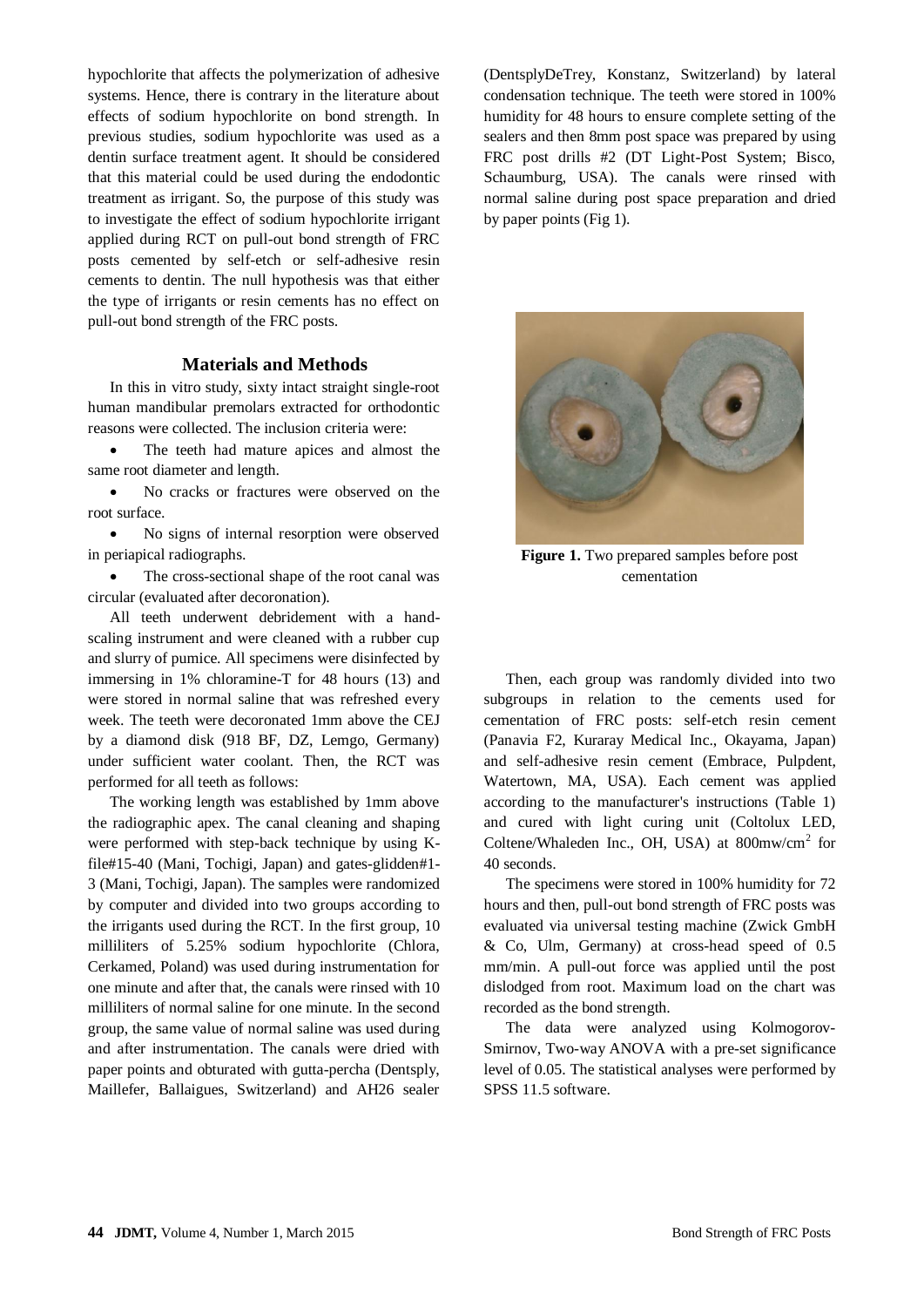hypochlorite that affects the polymerization of adhesive systems. Hence, there is contrary in the literature about effects of sodium hypochlorite on bond strength. In previous studies, sodium hypochlorite was used as a dentin surface treatment agent. It should be considered that this material could be used during the endodontic treatment as irrigant. So, the purpose of this study was to investigate the effect of sodium hypochlorite irrigant applied during RCT on pull-out bond strength of FRC posts cemented by self-etch or self-adhesive resin cements to dentin. The null hypothesis was that either the type of irrigants or resin cements has no effect on pull-out bond strength of the FRC posts.

## Materials and Methods

In this in vitro study, sixty intact straight single-root human mandibular premolars extracted for orthodontic reasons were collected. The inclusion criteria were:

- The teeth had mature apices and almost the same root diameter and length.
- No cracks or fractures were observed on the root surface.
- No signs of internal resorption were observed in periapical radiographs.
- The cross-sectional shape of the root canal was circular (evaluated after decoronation).

All teeth underwent debridement with a hand-scaling instrument and were cleaned with a rubber cup and slurry of pumice. All specimens were disinfected by immersing in 1% chloramine-T for 48 hours (13) and were stored in normal saline that was refreshed every week. The teeth were decoronated 1mm above the CEJ by a diamond disk (918 BF, DZ, Lemgo, Germany) under sufficient water coolant. Then, the RCT was performed for all teeth as follows:

The working length was established by 1mm above the radiographic apex. The canal cleaning and shaping were performed with step-back technique by using K-file#15-40 (Mani, Tochigi, Japan) and gates-glidden#1-3 (Mani, Tochigi, Japan). The samples were randomized by computer and divided into two groups according to the irrigants used during the RCT. In the first group, 10 milliliters of 5.25% sodium hypochlorite (Chlora, Cerkamed, Poland) was used during instrumentation for one minute and after that, the canals were rinsed with 10 milliliters of normal saline for one minute. In the second group, the same value of normal saline was used during and after instrumentation. The canals were dried with paper points and obturated with gutta-percha (Dentsply, Maillefer, Ballaigues, Switzerland) and AH26 sealer (DentsplyDeTrey, Konstanz, Switzerland) by lateral condensation technique. The teeth were stored in 100% humidity for 48 hours to ensure complete setting of the sealers and then 8mm post space was prepared by using FRC post drills #2 (DT Light-Post System; Bisco, Schaumburg, USA). The canals were rinsed with normal saline during post space preparation and dried by paper points (Fig 1).

**Figure 1.** Two prepared samples before post cementation

Then, each group was randomly divided into two subgroups in relation to the cements used for cementation of FRC posts: self-etch resin cement (Panavia F2, Kuraray Medical Inc., Okayama, Japan) and self-adhesive resin cement (Embrace, Pulpdent, Watertown, MA, USA). Each cement was applied according to the manufacturer's instructions (Table 1) and cured with light curing unit (Coltolux LED, Coltene/Whaleden Inc., OH, USA) at 800mw/cm$^2$ for 40 seconds.

The specimens were stored in 100% humidity for 72 hours and then, pull-out bond strength of FRC posts was evaluated via universal testing machine (Zwick GmbH & Co, Ulm, Germany) at cross-head speed of 0.5 mm/min. A pull-out force was applied until the post dislodged from root. Maximum load on the chart was recorded as the bond strength.

The data were analyzed using Kolmogorov-Smirnov, Two-way ANOVA with a pre-set significance level of 0.05. The statistical analyses were performed by SPSS 11.5 software.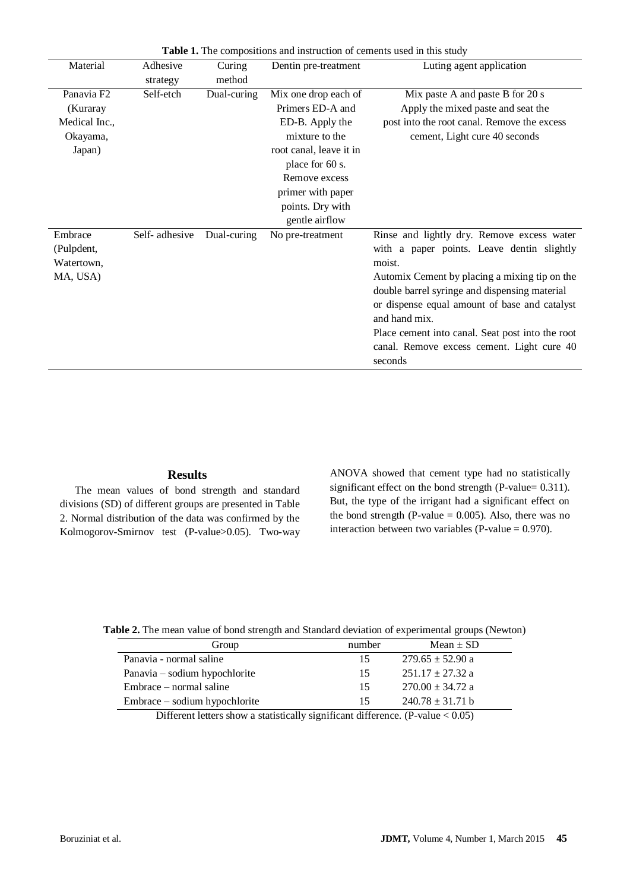**Table 1.** The compositions and instruction of cements used in this study

| Material | Adhesive strategy | Curing method | Dentin pre-treatment | Luting agent application |
|---|---|---|---|---|
| Panavia F2 (Kuraray Medical Inc., Okayama, Japan) | Self-etch | Dual-curing | Mix one drop each of Primers ED-A and ED-B. Apply the mixture to the root canal, leave it in place for 60 s. Remove excess primer with paper points. Dry with gentle airflow | Mix paste A and paste B for 20 s Apply the mixed paste and seat the post into the root canal. Remove the excess cement, Light cure 40 seconds |
| Embrace (Pulpdent, Watertown, MA, USA) | Self- adhesive | Dual-curing | No pre-treatment | Rinse and lightly dry. Remove excess water with a paper points. Leave dentin slightly moist. Automix Cement by placing a mixing tip on the double barrel syringe and dispensing material or dispense equal amount of base and catalyst and hand mix. Place cement into canal. Seat post into the root canal. Remove excess cement. Light cure 40 seconds |

## Results

The mean values of bond strength and standard divisions (SD) of different groups are presented in Table 2. Normal distribution of the data was confirmed by the Kolmogorov-Smirnov test (P-value>0.05). Two-way ANOVA showed that cement type had no statistically significant effect on the bond strength (P-value= 0.311). But, the type of the irrigant had a significant effect on the bond strength (P-value = 0.005). Also, there was no interaction between two variables (P-value = 0.970).

**Table 2.** The mean value of bond strength and Standard deviation of experimental groups (Newton)

| Group | number | Mean ± SD |
|---|---|---|
| Panavia - normal saline | 15 | 279.65 ± 52.90 a |
| Panavia – sodium hypochlorite | 15 | 251.17 ± 27.32 a |
| Embrace – normal saline | 15 | 270.00 ± 34.72 a |
| Embrace – sodium hypochlorite | 15 | 240.78 ± 31.71 b |

Different letters show a statistically significant difference. (P-value < 0.05)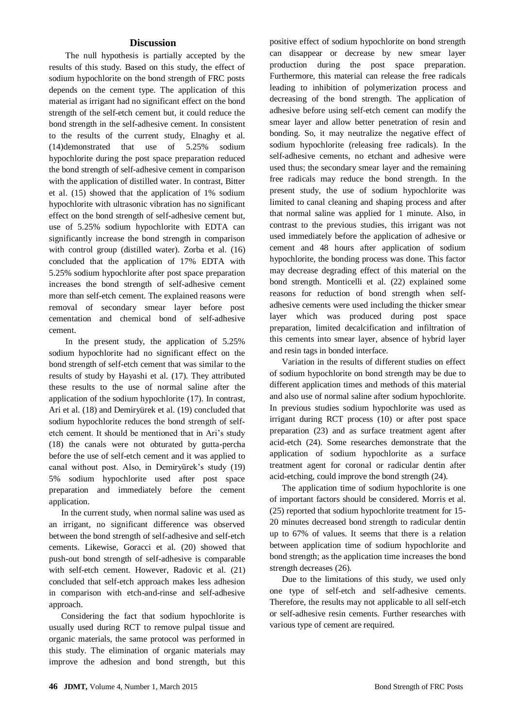## Discussion

The null hypothesis is partially accepted by the results of this study. Based on this study, the effect of sodium hypochlorite on the bond strength of FRC posts depends on the cement type. The application of this material as irrigant had no significant effect on the bond strength of the self-etch cement but, it could reduce the bond strength in the self-adhesive cement. In consistent to the results of the current study, Elnaghy et al. (14)demonstrated that use of 5.25% sodium hypochlorite during the post space preparation reduced the bond strength of self-adhesive cement in comparison with the application of distilled water. In contrast, Bitter et al. (15) showed that the application of 1% sodium hypochlorite with ultrasonic vibration has no significant effect on the bond strength of self-adhesive cement but, use of 5.25% sodium hypochlorite with EDTA can significantly increase the bond strength in comparison with control group (distilled water). Zorba et al. (16) concluded that the application of 17% EDTA with 5.25% sodium hypochlorite after post space preparation increases the bond strength of self-adhesive cement more than self-etch cement. The explained reasons were removal of secondary smear layer before post cementation and chemical bond of self-adhesive cement.

In the present study, the application of 5.25% sodium hypochlorite had no significant effect on the bond strength of self-etch cement that was similar to the results of study by Hayashi et al. (17). They attributed these results to the use of normal saline after the application of the sodium hypochlorite (17). In contrast, Ari et al. (18) and Demiryürek et al. (19) concluded that sodium hypochlorite reduces the bond strength of self-etch cement. It should be mentioned that in Ari's study (18) the canals were not obturated by gutta-percha before the use of self-etch cement and it was applied to canal without post. Also, in Demiryürek's study (19) 5% sodium hypochlorite used after post space preparation and immediately before the cement application.

In the current study, when normal saline was used as an irrigant, no significant difference was observed between the bond strength of self-adhesive and self-etch cements. Likewise, Goracci et al. (20) showed that push-out bond strength of self-adhesive is comparable with self-etch cement. However, Radovic et al. (21) concluded that self-etch approach makes less adhesion in comparison with etch-and-rinse and self-adhesive approach.

Considering the fact that sodium hypochlorite is usually used during RCT to remove pulpal tissue and organic materials, the same protocol was performed in this study. The elimination of organic materials may improve the adhesion and bond strength, but this positive effect of sodium hypochlorite on bond strength can disappear or decrease by new smear layer production during the post space preparation. Furthermore, this material can release the free radicals leading to inhibition of polymerization process and decreasing of the bond strength. The application of adhesive before using self-etch cement can modify the smear layer and allow better penetration of resin and bonding. So, it may neutralize the negative effect of sodium hypochlorite (releasing free radicals). In the self-adhesive cements, no etchant and adhesive were used thus; the secondary smear layer and the remaining free radicals may reduce the bond strength. In the present study, the use of sodium hypochlorite was limited to canal cleaning and shaping process and after that normal saline was applied for 1 minute. Also, in contrast to the previous studies, this irrigant was not used immediately before the application of adhesive or cement and 48 hours after application of sodium hypochlorite, the bonding process was done. This factor may decrease degrading effect of this material on the bond strength. Monticelli et al. (22) explained some reasons for reduction of bond strength when self-adhesive cements were used including the thicker smear layer which was produced during post space preparation, limited decalcification and infiltration of this cements into smear layer, absence of hybrid layer and resin tags in bonded interface.

Variation in the results of different studies on effect of sodium hypochlorite on bond strength may be due to different application times and methods of this material and also use of normal saline after sodium hypochlorite. In previous studies sodium hypochlorite was used as irrigant during RCT process (10) or after post space preparation (23) and as surface treatment agent after acid-etch (24). Some researches demonstrate that the application of sodium hypochlorite as a surface treatment agent for coronal or radicular dentin after acid-etching, could improve the bond strength (24).

The application time of sodium hypochlorite is one of important factors should be considered. Morris et al. (25) reported that sodium hypochlorite treatment for 15-20 minutes decreased bond strength to radicular dentin up to 67% of values. It seems that there is a relation between application time of sodium hypochlorite and bond strength; as the application time increases the bond strength decreases (26).

Due to the limitations of this study, we used only one type of self-etch and self-adhesive cements. Therefore, the results may not applicable to all self-etch or self-adhesive resin cements. Further researches with various type of cement are required.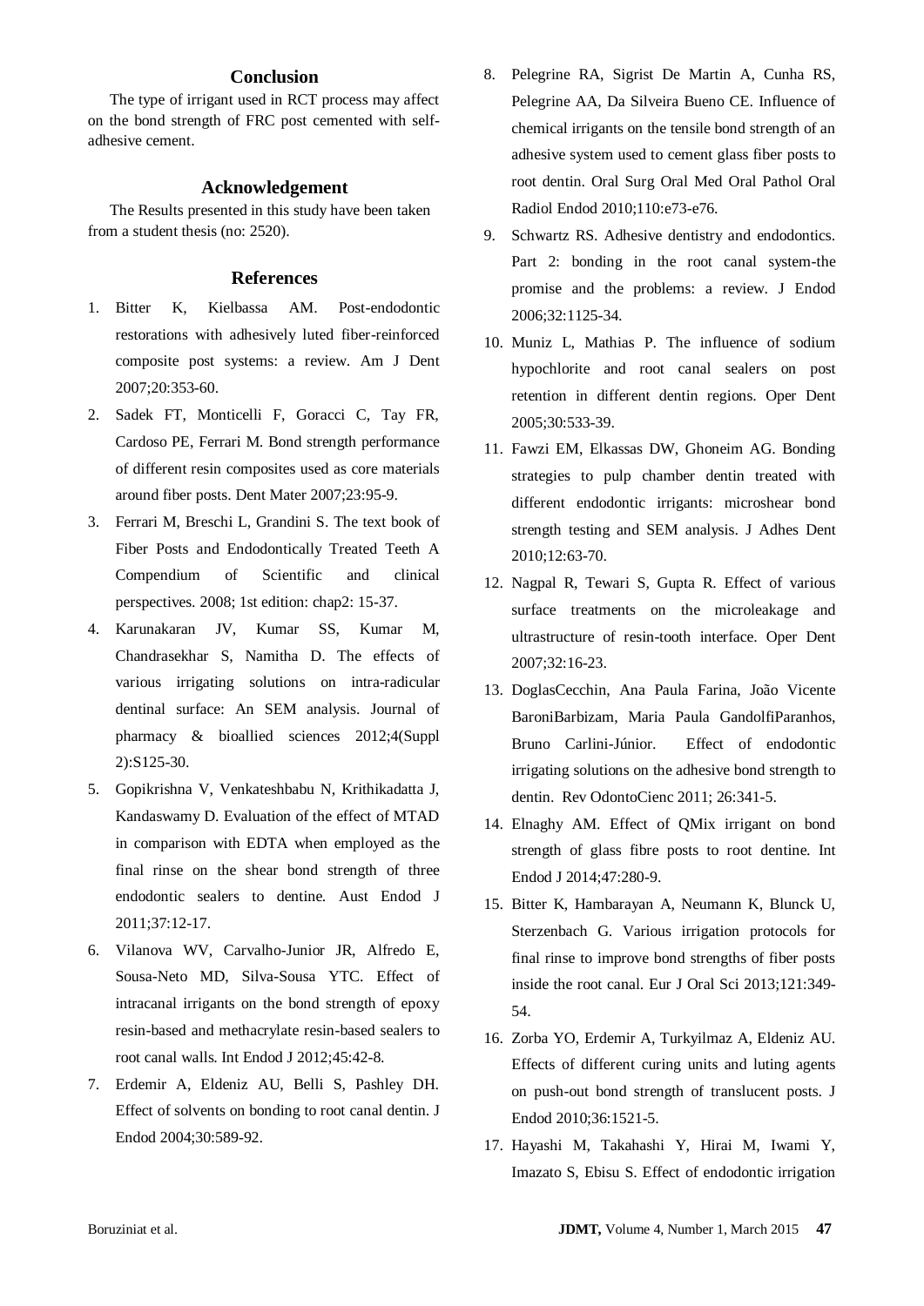## Conclusion

The type of irrigant used in RCT process may affect on the bond strength of FRC post cemented with self-adhesive cement.

## Acknowledgement

The Results presented in this study have been taken from a student thesis (no: 2520).

## References

1. Bitter K, Kielbassa AM. Post-endodontic restorations with adhesively luted fiber-reinforced composite post systems: a review. Am J Dent 2007;20:353-60.
2. Sadek FT, Monticelli F, Goracci C, Tay FR, Cardoso PE, Ferrari M. Bond strength performance of different resin composites used as core materials around fiber posts. Dent Mater 2007;23:95-9.
3. Ferrari M, Breschi L, Grandini S. The text book of Fiber Posts and Endodontically Treated Teeth A Compendium of Scientific and clinical perspectives. 2008; 1st edition: chap2: 15-37.
4. Karunakaran JV, Kumar SS, Kumar M, Chandrasekhar S, Namitha D. The effects of various irrigating solutions on intra-radicular dentinal surface: An SEM analysis. Journal of pharmacy & bioallied sciences 2012;4(Suppl 2):S125-30.
5. Gopikrishna V, Venkateshbabu N, Krithikadatta J, Kandaswamy D. Evaluation of the effect of MTAD in comparison with EDTA when employed as the final rinse on the shear bond strength of three endodontic sealers to dentine. Aust Endod J 2011;37:12-17.
6. Vilanova WV, Carvalho-Junior JR, Alfredo E, Sousa-Neto MD, Silva-Sousa YTC. Effect of intracanal irrigants on the bond strength of epoxy resin-based and methacrylate resin-based sealers to root canal walls. Int Endod J 2012;45:42-8.
7. Erdemir A, Eldeniz AU, Belli S, Pashley DH. Effect of solvents on bonding to root canal dentin. J Endod 2004;30:589-92.
8. Pelegrine RA, Sigrist De Martin A, Cunha RS, Pelegrine AA, Da Silveira Bueno CE. Influence of chemical irrigants on the tensile bond strength of an adhesive system used to cement glass fiber posts to root dentin. Oral Surg Oral Med Oral Pathol Oral Radiol Endod 2010;110:e73-e76.
9. Schwartz RS. Adhesive dentistry and endodontics. Part 2: bonding in the root canal system-the promise and the problems: a review. J Endod 2006;32:1125-34.
10. Muniz L, Mathias P. The influence of sodium hypochlorite and root canal sealers on post retention in different dentin regions. Oper Dent 2005;30:533-39.
11. Fawzi EM, Elkassas DW, Ghoneim AG. Bonding strategies to pulp chamber dentin treated with different endodontic irrigants: microshear bond strength testing and SEM analysis. J Adhes Dent 2010;12:63-70.
12. Nagpal R, Tewari S, Gupta R. Effect of various surface treatments on the microleakage and ultrastructure of resin-tooth interface. Oper Dent 2007;32:16-23.
13. DoglasCecchin, Ana Paula Farina, João Vicente BaroniBarbizam, Maria Paula GandolfiParanhos, Bruno Carlini-Júnior. Effect of endodontic irrigating solutions on the adhesive bond strength to dentin. Rev OdontoCienc 2011; 26:341-5.
14. Elnaghy AM. Effect of QMix irrigant on bond strength of glass fibre posts to root dentine. Int Endod J 2014;47:280-9.
15. Bitter K, Hambarayan A, Neumann K, Blunck U, Sterzenbach G. Various irrigation protocols for final rinse to improve bond strengths of fiber posts inside the root canal. Eur J Oral Sci 2013;121:349-54.
16. Zorba YO, Erdemir A, Turkyilmaz A, Eldeniz AU. Effects of different curing units and luting agents on push-out bond strength of translucent posts. J Endod 2010;36:1521-5.
17. Hayashi M, Takahashi Y, Hirai M, Iwami Y, Imazato S, Ebisu S. Effect of endodontic irrigation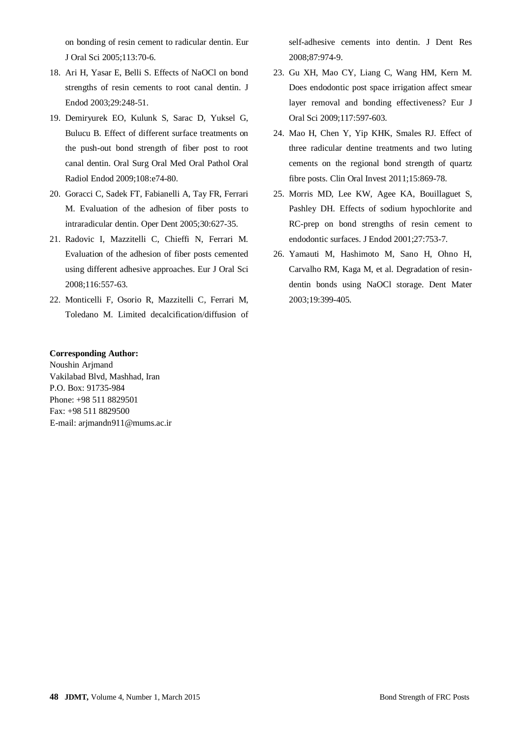on bonding of resin cement to radicular dentin. Eur J Oral Sci 2005;113:70-6.

18. Ari H, Yasar E, Belli S. Effects of NaOCl on bond strengths of resin cements to root canal dentin. J Endod 2003;29:248-51.
19. Demiryurek EO, Kulunk S, Sarac D, Yuksel G, Bulucu B. Effect of different surface treatments on the push-out bond strength of fiber post to root canal dentin. Oral Surg Oral Med Oral Pathol Oral Radiol Endod 2009;108:e74-80.
20. Goracci C, Sadek FT, Fabianelli A, Tay FR, Ferrari M. Evaluation of the adhesion of fiber posts to intraradicular dentin. Oper Dent 2005;30:627-35.
21. Radovic I, Mazzitelli C, Chieffi N, Ferrari M. Evaluation of the adhesion of fiber posts cemented using different adhesive approaches. Eur J Oral Sci 2008;116:557-63.
22. Monticelli F, Osorio R, Mazzitelli C, Ferrari M, Toledano M. Limited decalcification/diffusion of self-adhesive cements into dentin. J Dent Res 2008;87:974-9.
23. Gu XH, Mao CY, Liang C, Wang HM, Kern M. Does endodontic post space irrigation affect smear layer removal and bonding effectiveness? Eur J Oral Sci 2009;117:597-603.
24. Mao H, Chen Y, Yip KHK, Smales RJ. Effect of three radicular dentine treatments and two luting cements on the regional bond strength of quartz fibre posts. Clin Oral Invest 2011;15:869-78.
25. Morris MD, Lee KW, Agee KA, Bouillaguet S, Pashley DH. Effects of sodium hypochlorite and RC-prep on bond strengths of resin cement to endodontic surfaces. J Endod 2001;27:753-7.
26. Yamauti M, Hashimoto M, Sano H, Ohno H, Carvalho RM, Kaga M, et al. Degradation of resin-dentin bonds using NaOCl storage. Dent Mater 2003;19:399-405.

**Corresponding Author:**
Noushin Arjmand
Vakilabad Blvd, Mashhad, Iran
P.O. Box: 91735-984
Phone: +98 511 8829501
Fax: +98 511 8829500
E-mail: arjmandn911@mums.ac.ir